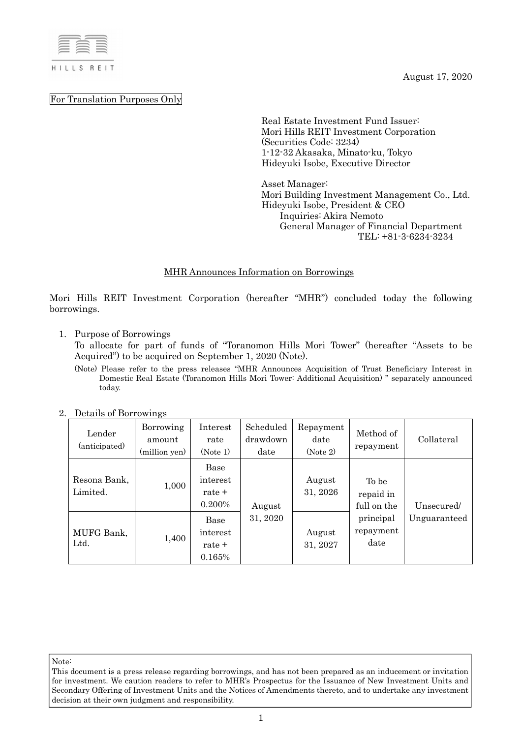August 17, 2020

For Translation Purposes Only

Real Estate Investment Fund Issuer:
Mori Hills REIT Investment Corporation
(Securities Code: 3234)
1-12-32 Akasaka, Minato-ku, Tokyo
Hideyuki Isobe, Executive Director

Asset Manager:
Mori Building Investment Management Co., Ltd.
Hideyuki Isobe, President & CEO
Inquiries: Akira Nemoto
General Manager of Financial Department
TEL: +81-3-6234-3234

## MHR Announces Information on Borrowings

Mori Hills REIT Investment Corporation (hereafter "MHR") concluded today the following borrowings.

1. Purpose of Borrowings

   To allocate for part of funds of "Toranomon Hills Mori Tower" (hereafter "Assets to be Acquired") to be acquired on September 1, 2020 (Note).

   (Note) Please refer to the press releases "MHR Announces Acquisition of Trust Beneficiary Interest in Domestic Real Estate (Toranomon Hills Mori Tower: Additional Acquisition) " separately announced today.

2. Details of Borrowings

| Lender (anticipated) | Borrowing amount (million yen) | Interest rate (Note 1) | Scheduled drawdown date | Repayment date (Note 2) | Method of repayment | Collateral |
|---|---|---|---|---|---|---|
| Resona Bank, Limited. | 1,000 | Base interest rate + 0.200% | August 31, 2020 | August 31, 2026 | To be repaid in full on the principal repayment date | Unsecured/ Unguaranteed |
| MUFG Bank, Ltd. | 1,400 | Base interest rate + 0.165% | | August 31, 2027 | | |

Note:
This document is a press release regarding borrowings, and has not been prepared as an inducement or invitation for investment. We caution readers to refer to MHR's Prospectus for the Issuance of New Investment Units and Secondary Offering of Investment Units and the Notices of Amendments thereto, and to undertake any investment decision at their own judgment and responsibility.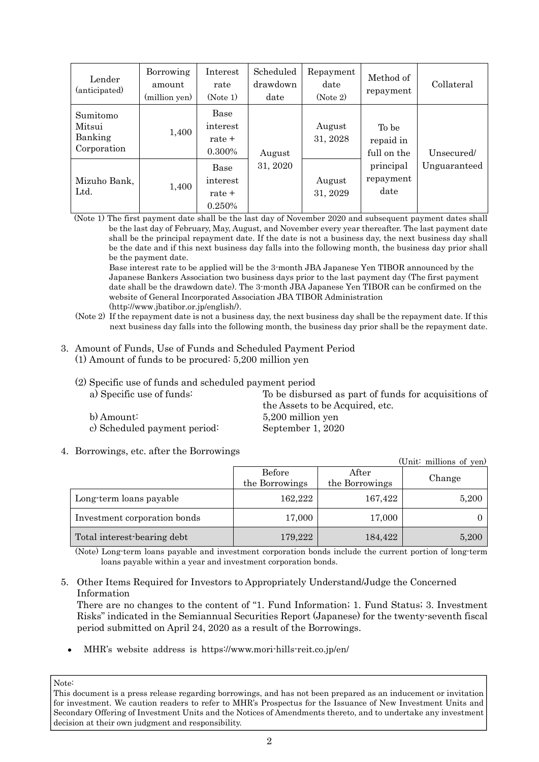| Lender (anticipated) | Borrowing amount (million yen) | Interest rate (Note 1) | Scheduled drawdown date | Repayment date (Note 2) | Method of repayment | Collateral |
|---|---|---|---|---|---|---|
| Sumitomo Mitsui Banking Corporation | 1,400 | Base interest rate + 0.300% | August 31, 2020 | August 31, 2028 | To be repaid in full on the principal repayment date | Unsecured/ Unguaranteed |
| Mizuho Bank, Ltd. | 1,400 | Base interest rate + 0.250% | | August 31, 2029 | | |

(Note 1) The first payment date shall be the last day of November 2020 and subsequent payment dates shall be the last day of February, May, August, and November every year thereafter. The last payment date shall be the principal repayment date. If the date is not a business day, the next business day shall be the date and if this next business day falls into the following month, the business day prior shall be the payment date.
Base interest rate to be applied will be the 3-month JBA Japanese Yen TIBOR announced by the Japanese Bankers Association two business days prior to the last payment day (The first payment date shall be the drawdown date). The 3-month JBA Japanese Yen TIBOR can be confirmed on the website of General Incorporated Association JBA TIBOR Administration (http://www.jbatibor.or.jp/english/).

(Note 2) If the repayment date is not a business day, the next business day shall be the repayment date. If this next business day falls into the following month, the business day prior shall be the repayment date.

3. Amount of Funds, Use of Funds and Scheduled Payment Period
   (1) Amount of funds to be procured: 5,200 million yen

   (2) Specific use of funds and scheduled payment period
   a) Specific use of funds: To be disbursed as part of funds for acquisitions of the Assets to be Acquired, etc.
   b) Amount: 5,200 million yen
   c) Scheduled payment period: September 1, 2020

4. Borrowings, etc. after the Borrowings

(Unit: millions of yen)

| | Before the Borrowings | After the Borrowings | Change |
|---|---|---|---|
| Long-term loans payable | 162,222 | 167,422 | 5,200 |
| Investment corporation bonds | 17,000 | 17,000 | 0 |
| Total interest-bearing debt | 179,222 | 184,422 | 5,200 |

(Note) Long-term loans payable and investment corporation bonds include the current portion of long-term loans payable within a year and investment corporation bonds.

5. Other Items Required for Investors to Appropriately Understand/Judge the Concerned Information
   There are no changes to the content of "1. Fund Information; 1. Fund Status; 3. Investment Risks" indicated in the Semiannual Securities Report (Japanese) for the twenty-seventh fiscal period submitted on April 24, 2020 as a result of the Borrowings.

- MHR's website address is https://www.mori-hills-reit.co.jp/en/

Note:
This document is a press release regarding borrowings, and has not been prepared as an inducement or invitation for investment. We caution readers to refer to MHR's Prospectus for the Issuance of New Investment Units and Secondary Offering of Investment Units and the Notices of Amendments thereto, and to undertake any investment decision at their own judgment and responsibility.